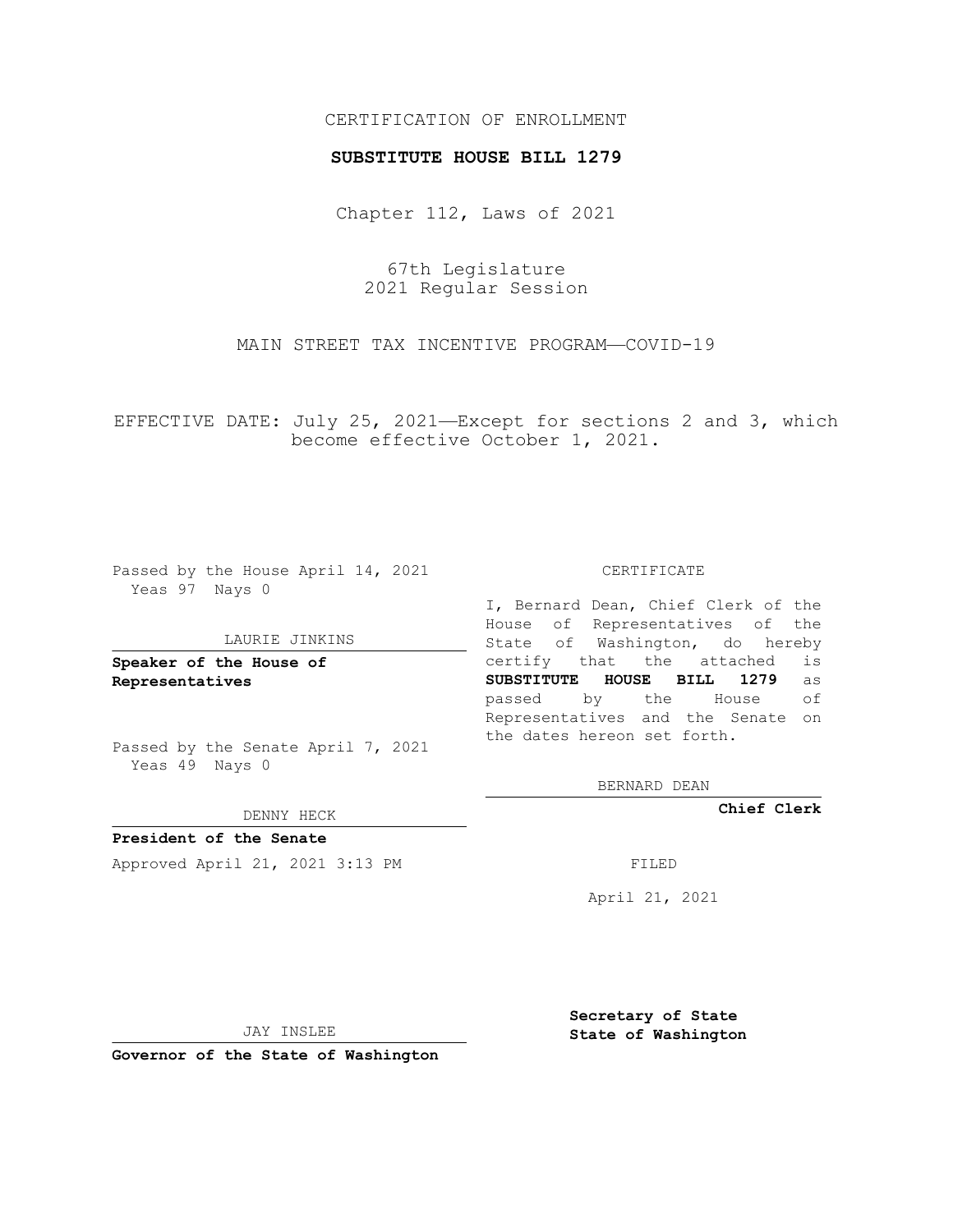CERTIFICATION OF ENROLLMENT

**SUBSTITUTE HOUSE BILL 1279**

Chapter 112, Laws of 2021

67th Legislature
2021 Regular Session

MAIN STREET TAX INCENTIVE PROGRAM—COVID-19

EFFECTIVE DATE: July 25, 2021—Except for sections 2 and 3, which become effective October 1, 2021.

Passed by the House April 14, 2021
Yeas 97 Nays 0

LAURIE JINKINS

**Speaker of the House of Representatives**

Passed by the Senate April 7, 2021
Yeas 49 Nays 0

DENNY HECK

**President of the Senate**

Approved April 21, 2021 3:13 PM

JAY INSLEE

**Governor of the State of Washington**

CERTIFICATE

I, Bernard Dean, Chief Clerk of the House of Representatives of the State of Washington, do hereby certify that the attached is **SUBSTITUTE HOUSE BILL 1279** as passed by the House of Representatives and the Senate on the dates hereon set forth.

BERNARD DEAN

**Chief Clerk**

FILED

April 21, 2021

**Secretary of State**
**State of Washington**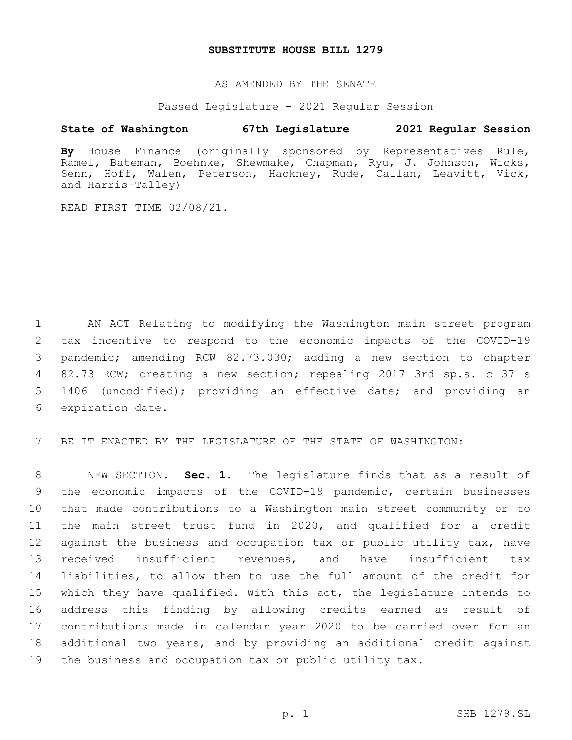# SUBSTITUTE HOUSE BILL 1279

AS AMENDED BY THE SENATE

Passed Legislature - 2021 Regular Session

**State of Washington 67th Legislature 2021 Regular Session**

**By** House Finance (originally sponsored by Representatives Rule, Ramel, Bateman, Boehnke, Shewmake, Chapman, Ryu, J. Johnson, Wicks, Senn, Hoff, Walen, Peterson, Hackney, Rude, Callan, Leavitt, Vick, and Harris-Talley)

READ FIRST TIME 02/08/21.

1 AN ACT Relating to modifying the Washington main street program
2 tax incentive to respond to the economic impacts of the COVID-19
3 pandemic; amending RCW 82.73.030; adding a new section to chapter
4 82.73 RCW; creating a new section; repealing 2017 3rd sp.s. c 37 s
5 1406 (uncodified); providing an effective date; and providing an
6 expiration date.

7 BE IT ENACTED BY THE LEGISLATURE OF THE STATE OF WASHINGTON:

8 NEW SECTION. **Sec. 1.** The legislature finds that as a result of
9 the economic impacts of the COVID-19 pandemic, certain businesses
10 that made contributions to a Washington main street community or to
11 the main street trust fund in 2020, and qualified for a credit
12 against the business and occupation tax or public utility tax, have
13 received insufficient revenues, and have insufficient tax
14 liabilities, to allow them to use the full amount of the credit for
15 which they have qualified. With this act, the legislature intends to
16 address this finding by allowing credits earned as result of
17 contributions made in calendar year 2020 to be carried over for an
18 additional two years, and by providing an additional credit against
19 the business and occupation tax or public utility tax.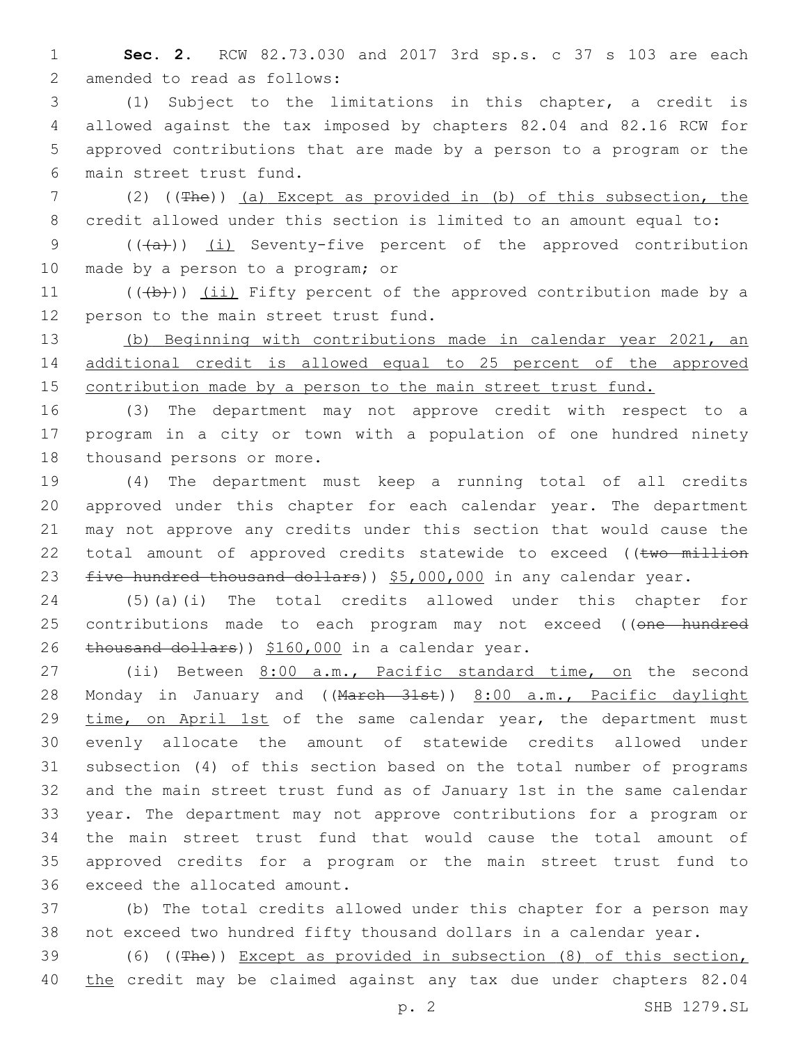**Sec. 2.** RCW 82.73.030 and 2017 3rd sp.s. c 37 s 103 are each amended to read as follows:

(1) Subject to the limitations in this chapter, a credit is allowed against the tax imposed by chapters 82.04 and 82.16 RCW for approved contributions that are made by a person to a program or the main street trust fund.

(2) ((~~The~~)) <u>(a) Except as provided in (b) of this subsection, the</u> credit allowed under this section is limited to an amount equal to:

((~~(a)~~)) <u>(i)</u> Seventy-five percent of the approved contribution made by a person to a program; or

((~~(b)~~)) <u>(ii)</u> Fifty percent of the approved contribution made by a person to the main street trust fund.

<u>(b) Beginning with contributions made in calendar year 2021, an additional credit is allowed equal to 25 percent of the approved contribution made by a person to the main street trust fund.</u>

(3) The department may not approve credit with respect to a program in a city or town with a population of one hundred ninety thousand persons or more.

(4) The department must keep a running total of all credits approved under this chapter for each calendar year. The department may not approve any credits under this section that would cause the total amount of approved credits statewide to exceed ((~~two million five hundred thousand dollars~~)) <u>$5,000,000</u> in any calendar year.

(5)(a)(i) The total credits allowed under this chapter for contributions made to each program may not exceed ((~~one hundred thousand dollars~~)) <u>$160,000</u> in a calendar year.

(ii) Between <u>8:00 a.m., Pacific standard time, on</u> the second Monday in January and ((~~March 31st~~)) <u>8:00 a.m., Pacific daylight time, on April 1st</u> of the same calendar year, the department must evenly allocate the amount of statewide credits allowed under subsection (4) of this section based on the total number of programs and the main street trust fund as of January 1st in the same calendar year. The department may not approve contributions for a program or the main street trust fund that would cause the total amount of approved credits for a program or the main street trust fund to exceed the allocated amount.

(b) The total credits allowed under this chapter for a person may not exceed two hundred fifty thousand dollars in a calendar year.

(6) ((~~The~~)) <u>Except as provided in subsection (8) of this section, the</u> credit may be claimed against any tax due under chapters 82.04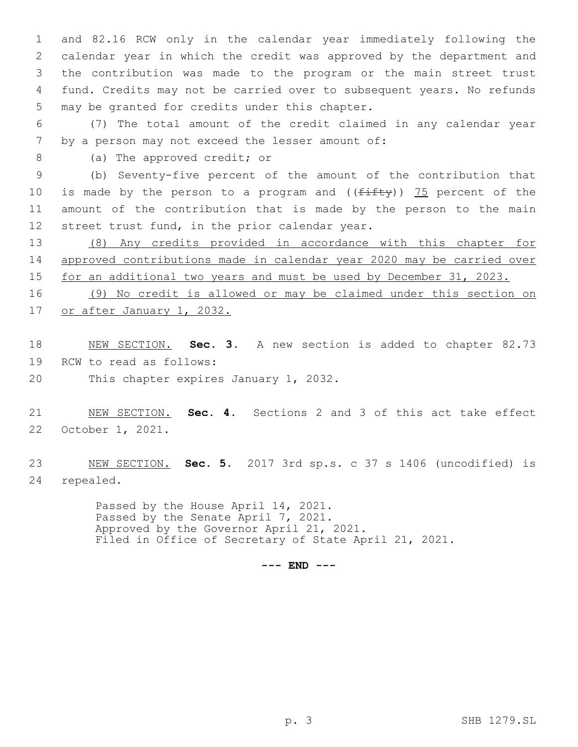and 82.16 RCW only in the calendar year immediately following the calendar year in which the credit was approved by the department and the contribution was made to the program or the main street trust fund. Credits may not be carried over to subsequent years. No refunds may be granted for credits under this chapter.

(7) The total amount of the credit claimed in any calendar year by a person may not exceed the lesser amount of:

(a) The approved credit; or

(b) Seventy-five percent of the amount of the contribution that is made by the person to a program and ((~~fifty~~)) <u>75</u> percent of the amount of the contribution that is made by the person to the main street trust fund, in the prior calendar year.

<u>(8) Any credits provided in accordance with this chapter for approved contributions made in calendar year 2020 may be carried over for an additional two years and must be used by December 31, 2023.</u>

<u>(9) No credit is allowed or may be claimed under this section on or after January 1, 2032.</u>

<u>NEW SECTION.</u> **Sec. 3.** A new section is added to chapter 82.73 RCW to read as follows:

This chapter expires January 1, 2032.

<u>NEW SECTION.</u> **Sec. 4.** Sections 2 and 3 of this act take effect October 1, 2021.

<u>NEW SECTION.</u> **Sec. 5.** 2017 3rd sp.s. c 37 s 1406 (uncodified) is repealed.

Passed by the House April 14, 2021.
Passed by the Senate April 7, 2021.
Approved by the Governor April 21, 2021.
Filed in Office of Secretary of State April 21, 2021.

**--- END ---**